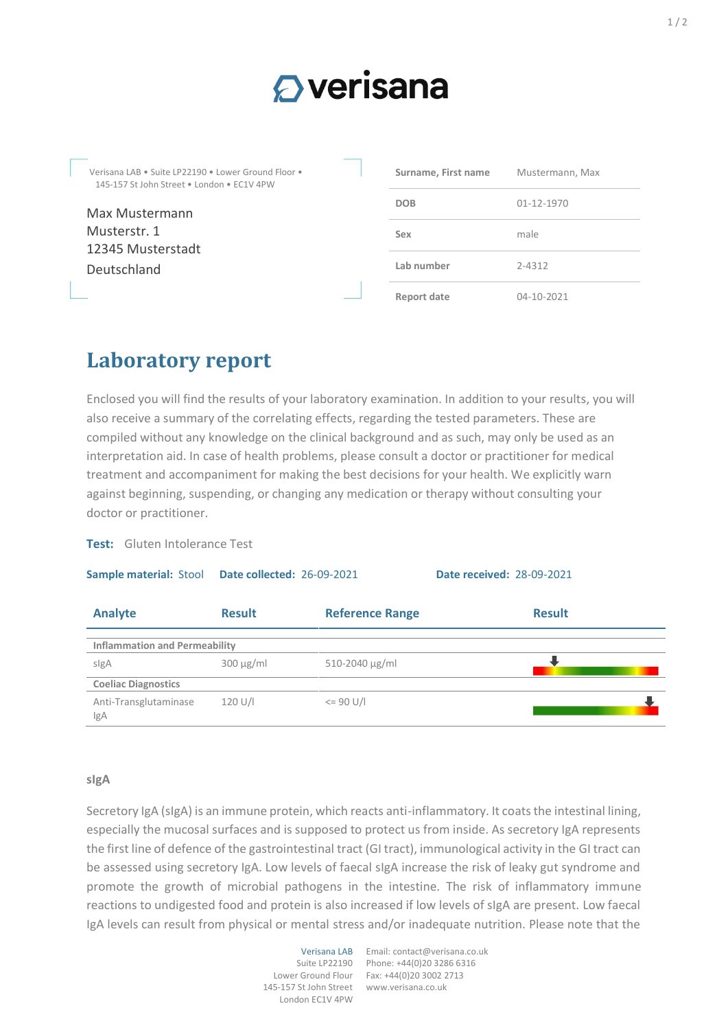# verisana

Verisana LAB • Suite LP22190 • Lower Ground Floor • 145-157 St John Street • London • EC1V 4PW

Max Mustermann
Musterstr. 1
12345 Musterstadt
Deutschland

| | |
|---|---|
| **Surname, First name** | Mustermann, Max |
| **DOB** | 01-12-1970 |
| **Sex** | male |
| **Lab number** | 2-4312 |
| **Report date** | 04-10-2021 |

# Laboratory report

Enclosed you will find the results of your laboratory examination. In addition to your results, you will also receive a summary of the correlating effects, regarding the tested parameters. These are compiled without any knowledge on the clinical background and as such, may only be used as an interpretation aid. In case of health problems, please consult a doctor or practitioner for medical treatment and accompaniment for making the best decisions for your health. We explicitly warn against beginning, suspending, or changing any medication or therapy without consulting your doctor or practitioner.

**Test:** Gluten Intolerance Test

**Sample material:** Stool **Date collected:** 26-09-2021 **Date received:** 28-09-2021

| Analyte | Result | Reference Range | Result |
|---|---|---|---|
| **Inflammation and Permeability** | | | |
| sIgA | 300 µg/ml | 510-2040 µg/ml | |
| **Coeliac Diagnostics** | | | |
| Anti-Transglutaminase IgA | 120 U/l | <= 90 U/l | |

### sIgA

Secretory IgA (sIgA) is an immune protein, which reacts anti-inflammatory. It coats the intestinal lining, especially the mucosal surfaces and is supposed to protect us from inside. As secretory IgA represents the first line of defence of the gastrointestinal tract (GI tract), immunological activity in the GI tract can be assessed using secretory IgA. Low levels of faecal sIgA increase the risk of leaky gut syndrome and promote the growth of microbial pathogens in the intestine. The risk of inflammatory immune reactions to undigested food and protein is also increased if low levels of sIgA are present. Low faecal IgA levels can result from physical or mental stress and/or inadequate nutrition. Please note that the

Verisana LAB
Suite LP22190
Lower Ground Flour
145-157 St John Street
London EC1V 4PW

Email: contact@verisana.co.uk
Phone: +44(0)20 3286 6316
Fax: +44(0)20 3002 2713
www.verisana.co.uk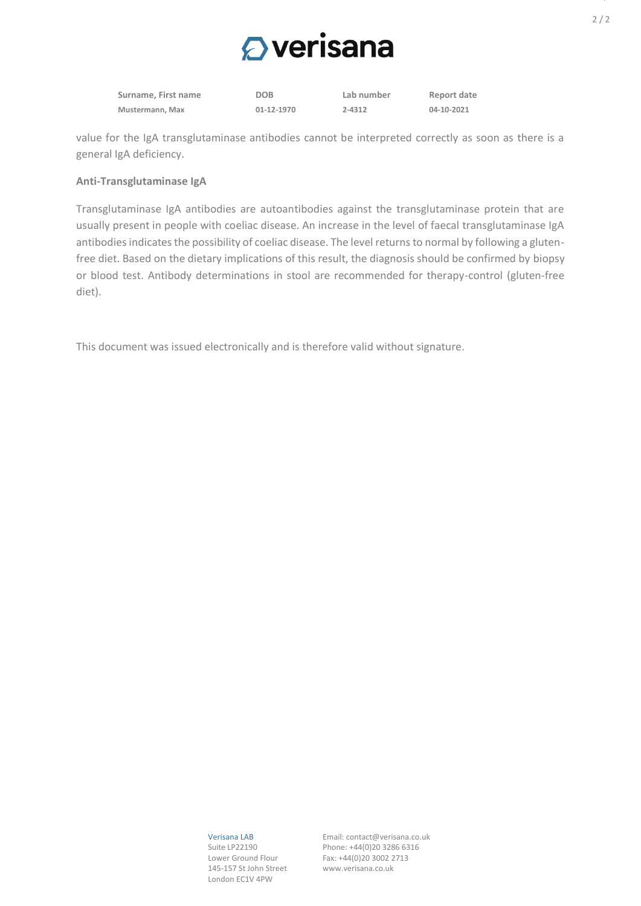| Surname, First name | DOB | Lab number | Report date |
| --- | --- | --- | --- |
| Mustermann, Max | 01-12-1970 | 2-4312 | 04-10-2021 |

value for the IgA transglutaminase antibodies cannot be interpreted correctly as soon as there is a general IgA deficiency.

**Anti-Transglutaminase IgA**

Transglutaminase IgA antibodies are autoantibodies against the transglutaminase protein that are usually present in people with coeliac disease. An increase in the level of faecal transglutaminase IgA antibodies indicates the possibility of coeliac disease. The level returns to normal by following a gluten-free diet. Based on the dietary implications of this result, the diagnosis should be confirmed by biopsy or blood test. Antibody determinations in stool are recommended for therapy-control (gluten-free diet).

This document was issued electronically and is therefore valid without signature.

Verisana LAB
Suite LP22190
Lower Ground Flour
145-157 St John Street
London EC1V 4PW

Email: contact@verisana.co.uk
Phone: +44(0)20 3286 6316
Fax: +44(0)20 3002 2713
www.verisana.co.uk